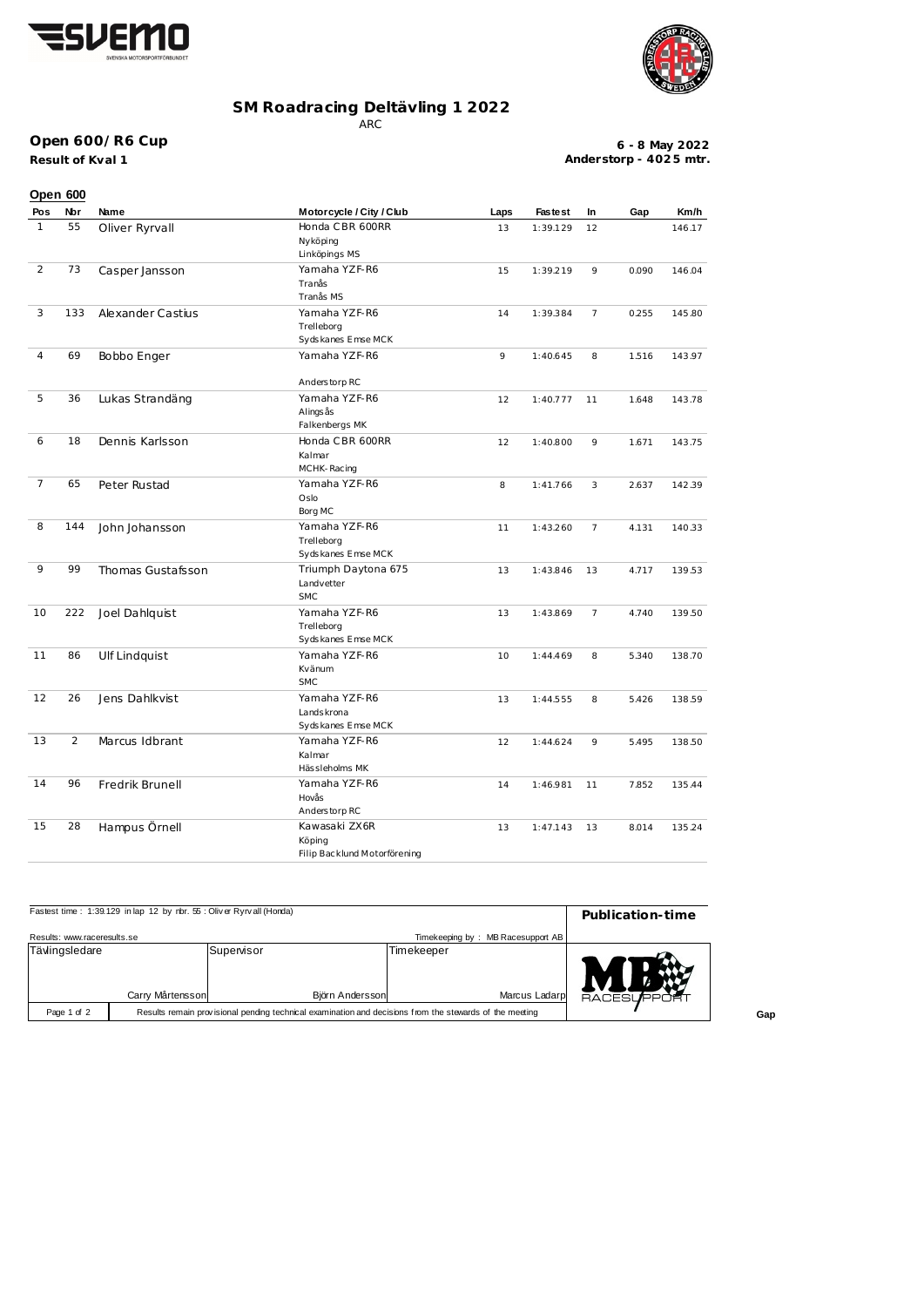# SM Roadracing Deltävling 1 2022

ARC

## Open 600/R6 Cup

**Result of Kval 1**

**6 - 8 May 2022**
**Anderstorp - 4025 mtr.**

### Open 600

| Pos | Nbr | Name | Motorcycle / City / Club | Laps | Fastest | In | Gap | Km/h |
|---|---|---|---|---|---|---|---|---|
| 1 | 55 | Oliver Ryrvall | Honda CBR 600RR<br>Nyköping<br>Linköpings MS | 13 | 1:39.129 | 12 | | 146.17 |
| 2 | 73 | Casper Jansson | Yamaha YZF-R6<br>Tranås<br>Tranås MS | 15 | 1:39.219 | 9 | 0.090 | 146.04 |
| 3 | 133 | Alexander Castius | Yamaha YZF-R6<br>Trelleborg<br>Sydskanes Emse MCK | 14 | 1:39.384 | 7 | 0.255 | 145.80 |
| 4 | 69 | Bobbo Enger | Yamaha YZF-R6<br><br>Anderstorp RC | 9 | 1:40.645 | 8 | 1.516 | 143.97 |
| 5 | 36 | Lukas Strandäng | Yamaha YZF-R6<br>Alingsås<br>Falkenbergs MK | 12 | 1:40.777 | 11 | 1.648 | 143.78 |
| 6 | 18 | Dennis Karlsson | Honda CBR 600RR<br>Kalmar<br>MCHK-Racing | 12 | 1:40.800 | 9 | 1.671 | 143.75 |
| 7 | 65 | Peter Rustad | Yamaha YZF-R6<br>Oslo<br>Borg MC | 8 | 1:41.766 | 3 | 2.637 | 142.39 |
| 8 | 144 | John Johansson | Yamaha YZF-R6<br>Trelleborg<br>Sydskanes Emse MCK | 11 | 1:43.260 | 7 | 4.131 | 140.33 |
| 9 | 99 | Thomas Gustafsson | Triumph Daytona 675<br>Landvetter<br>SMC | 13 | 1:43.846 | 13 | 4.717 | 139.53 |
| 10 | 222 | Joel Dahlquist | Yamaha YZF-R6<br>Trelleborg<br>Sydskanes Emse MCK | 13 | 1:43.869 | 7 | 4.740 | 139.50 |
| 11 | 86 | Ulf Lindquist | Yamaha YZF-R6<br>Kvänum<br>SMC | 10 | 1:44.469 | 8 | 5.340 | 138.70 |
| 12 | 26 | Jens Dahlkvist | Yamaha YZF-R6<br>Landskrona<br>Sydskanes Emse MCK | 13 | 1:44.555 | 8 | 5.426 | 138.59 |
| 13 | 2 | Marcus Idbrant | Yamaha YZF-R6<br>Kalmar<br>Hässleholms MK | 12 | 1:44.624 | 9 | 5.495 | 138.50 |
| 14 | 96 | Fredrik Brunell | Yamaha YZF-R6<br>Hovås<br>Anderstorp RC | 14 | 1:46.981 | 11 | 7.852 | 135.44 |
| 15 | 28 | Hampus Örnell | Kawasaki ZX6R<br>Köping<br>Filip Backlund Motorförening | 13 | 1:47.143 | 13 | 8.014 | 135.24 |

Fastest time : 1:39.129 in lap 12 by nbr. 55 : Oliver Ryrvall (Honda)

**Publication-time**

Results: www.raceresults.se

Timekeeping by : MB Racesupport AB

| Tävlingsledare | Supervisor | Timekeeper |
|---|---|---|
| Carry Mårtensson | Björn Andersson | Marcus Ladarp |

Results remain provisional pending technical examination and decisions from the stewards of the meeting

Gap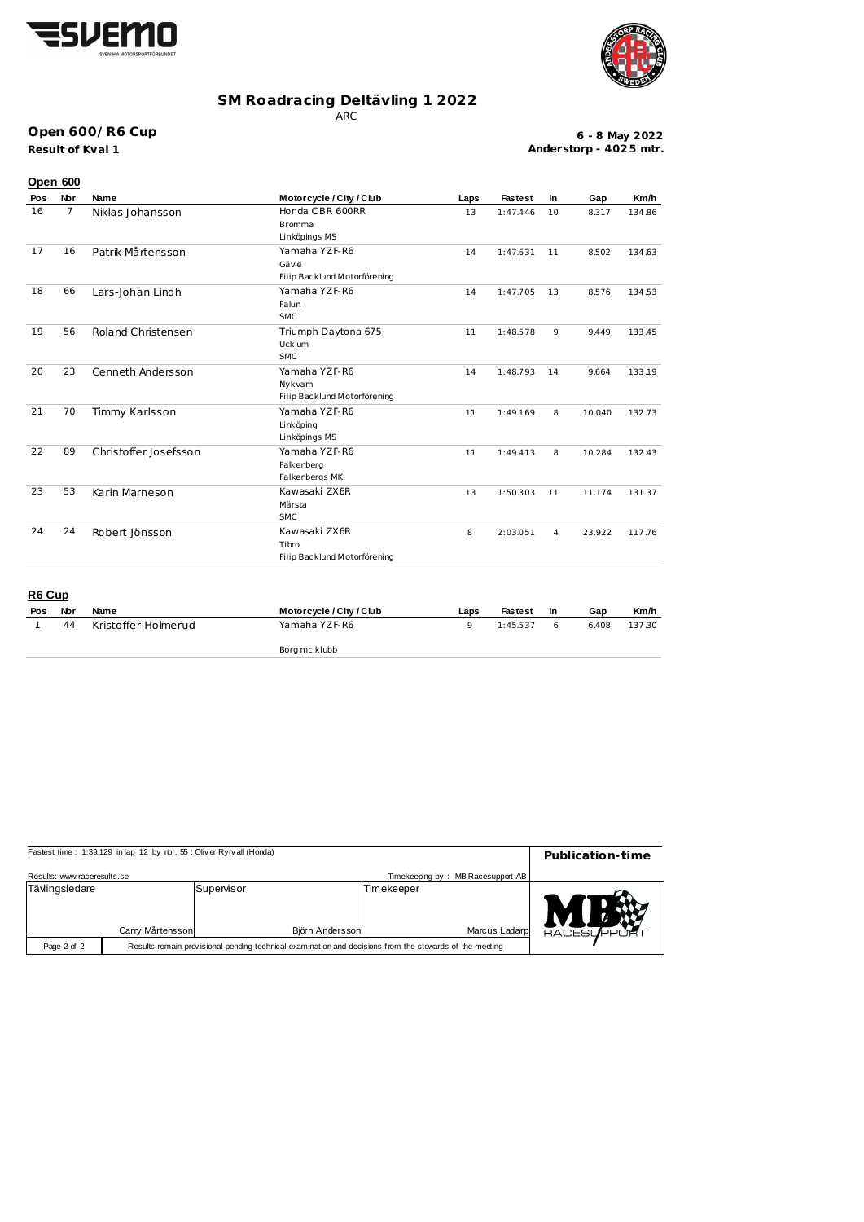# SM Roadracing Deltävling 1 2022

ARC

**Open 600/R6 Cup**

**Result of Kval 1**

**6 - 8 May 2022**
**Anderstorp - 4025 mtr.**

## Open 600

| Pos | Nbr | Name | Motorcycle / City / Club | Laps | Fastest | In | Gap | Km/h |
|---|---|---|---|---|---|---|---|---|
| 16 | 7 | Niklas Johansson | Honda CBR 600RR<br>Bromma<br>Linköpings MS | 13 | 1:47.446 | 10 | 8.317 | 134.86 |
| 17 | 16 | Patrik Mårtensson | Yamaha YZF-R6<br>Gävle<br>Filip Backlund Motorförening | 14 | 1:47.631 | 11 | 8.502 | 134.63 |
| 18 | 66 | Lars-Johan Lindh | Yamaha YZF-R6<br>Falun<br>SMC | 14 | 1:47.705 | 13 | 8.576 | 134.53 |
| 19 | 56 | Roland Christensen | Triumph Daytona 675<br>Ucklum<br>SMC | 11 | 1:48.578 | 9 | 9.449 | 133.45 |
| 20 | 23 | Cenneth Andersson | Yamaha YZF-R6<br>Nykvarn<br>Filip Backlund Motorförening | 14 | 1:48.793 | 14 | 9.664 | 133.19 |
| 21 | 70 | Timmy Karlsson | Yamaha YZF-R6<br>Linköping<br>Linköpings MS | 11 | 1:49.169 | 8 | 10.040 | 132.73 |
| 22 | 89 | Christoffer Josefsson | Yamaha YZF-R6<br>Falkenberg<br>Falkenbergs MK | 11 | 1:49.413 | 8 | 10.284 | 132.43 |
| 23 | 53 | Karin Marneson | Kawasaki ZX6R<br>Märsta<br>SMC | 13 | 1:50.303 | 11 | 11.174 | 131.37 |
| 24 | 24 | Robert Jönsson | Kawasaki ZX6R<br>Tibro<br>Filip Backlund Motorförening | 8 | 2:03.051 | 4 | 23.922 | 117.76 |

## R6 Cup

| Pos | Nbr | Name | Motorcycle / City / Club | Laps | Fastest | In | Gap | Km/h |
|---|---|---|---|---|---|---|---|---|
| 1 | 44 | Kristoffer Holmerud | Yamaha YZF-R6<br><br>Borg mc klubb | 9 | 1:45.537 | 6 | 6.408 | 137.30 |

Fastest time : 1:39.129 in lap 12 by nbr. 55 : Oliver Ryrvall (Honda)

**Publication-time**

Results: www.raceresults.se

Timekeeping by : MB Racesupport AB

| Tävlingsledare | Supervisor | Timekeeper |
|---|---|---|
| Carry Mårtensson | Björn Andersson | Marcus Ladarp |

Results remain provisional pending technical examination and decisions from the stewards of the meeting